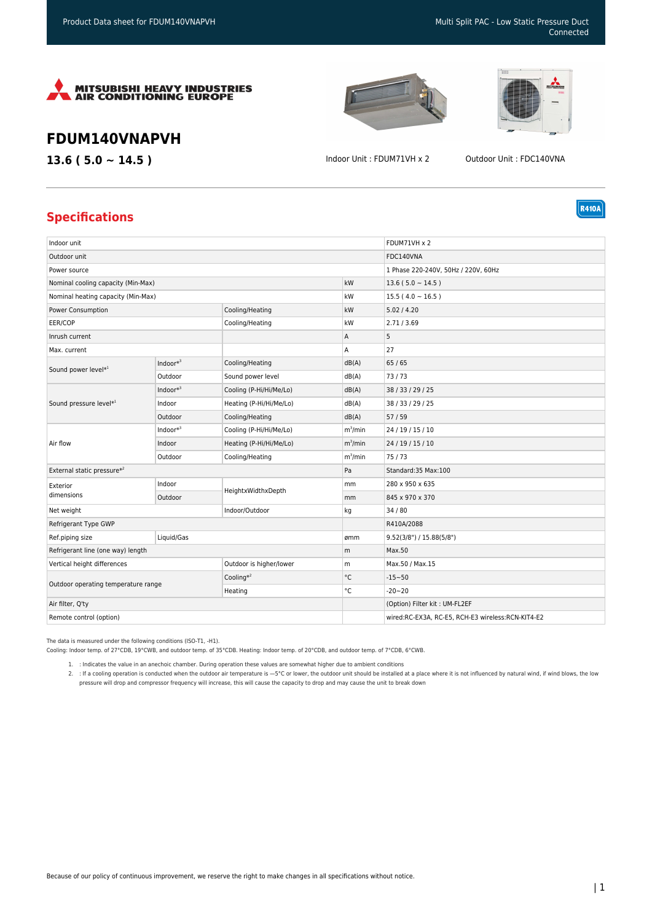MITSUBISHI HEAVY INDUSTRIES AIR CONDITIONING EUROPE

# FDUM140VNAPVH

## 13.6 ( 5.0 ~ 14.5 )

Indoor Unit : FDUM71VH x 2

Outdoor Unit : FDC140VNA

R410A

## Specifications

| | | | | |
|---|---|---|---|---|
| Indoor unit | | | | FDUM71VH x 2 |
| Outdoor unit | | | | FDC140VNA |
| Power source | | | | 1 Phase 220-240V, 50Hz / 220V, 60Hz |
| Nominal cooling capacity (Min-Max) | | | kW | 13.6 ( 5.0 ~ 14.5 ) |
| Nominal heating capacity (Min-Max) | | | kW | 15.5 ( 4.0 ~ 16.5 ) |
| Power Consumption | | Cooling/Heating | kW | 5.02 / 4.20 |
| EER/COP | | Cooling/Heating | kW | 2.71 / 3.69 |
| Inrush current | | | A | 5 |
| Max. current | | | A | 27 |
| Sound power level*[1] | Indoor*[3] | Cooling/Heating | dB(A) | 65 / 65 |
| | Outdoor | Sound power level | dB(A) | 73 / 73 |
| Sound pressure level*[1] | Indoor*[3] | Cooling (P-Hi/Hi/Me/Lo) | dB(A) | 38 / 33 / 29 / 25 |
| | Indoor | Heating (P-Hi/Hi/Me/Lo) | dB(A) | 38 / 33 / 29 / 25 |
| | Outdoor | Cooling/Heating | dB(A) | 57 / 59 |
| Air flow | Indoor*[3] | Cooling (P-Hi/Hi/Me/Lo) | $m^3$/min | 24 / 19 / 15 / 10 |
| | Indoor | Heating (P-Hi/Hi/Me/Lo) | $m^3$/min | 24 / 19 / 15 / 10 |
| | Outdoor | Cooling/Heating | $m^3$/min | 75 / 73 |
| External static pressure*[2] | | | Pa | Standard:35 Max:100 |
| Exterior dimensions | Indoor | HeightxWidthxDepth | mm | 280 x 950 x 635 |
| | Outdoor | | mm | 845 x 970 x 370 |
| Net weight | | Indoor/Outdoor | kg | 34 / 80 |
| Refrigerant Type GWP | | | | R410A/2088 |
| Ref.piping size | Liquid/Gas | | ømm | 9.52(3/8") / 15.88(5/8") |
| Refrigerant line (one way) length | | | m | Max.50 |
| Vertical height differences | | Outdoor is higher/lower | m | Max.50 / Max.15 |
| Outdoor operating temperature range | | Cooling*[2] | °C | -15~50 |
| | | Heating | °C | -20~20 |
| Air filter, Q'ty | | | | (Option) Filter kit : UM-FL2EF |
| Remote control (option) | | | | wired:RC-EX3A, RC-E5, RCH-E3 wireless:RCN-KIT4-E2 |

The data is measured under the following conditions (ISO-T1, -H1).
Cooling: Indoor temp. of 27°CDB, 19°CWB, and outdoor temp. of 35°CDB. Heating: Indoor temp. of 20°CDB, and outdoor temp. of 7°CDB, 6°CWB.

1. : Indicates the value in an anechoic chamber. During operation these values are somewhat higher due to ambient conditions
2. : If a cooling operation is conducted when the outdoor air temperature is —5°C or lower, the outdoor unit should be installed at a place where it is not influenced by natural wind, if wind blows, the low pressure will drop and compressor frequency will increase, this will cause the capacity to drop and may cause the unit to break down

Because of our policy of continuous improvement, we reserve the right to make changes in all specifications without notice.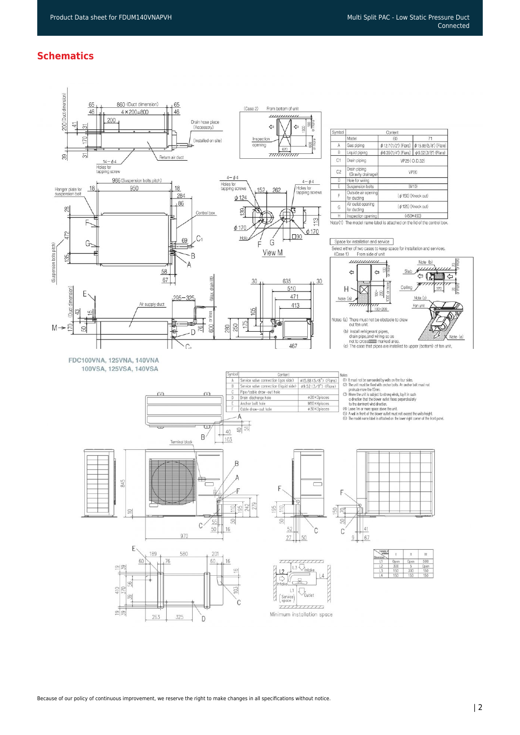## Schematics

| Symbol | Content | | |
|---|---|---|---|
| | Model | 60 | 71 |
| A | Gas piping | ϕ12.7(1/2") (Flare) | ϕ15.88(5/8") (Flare) |
| B | Liquid piping | ϕ6.35(1/4") (Flare) | ϕ9.52(3/8") (Flare) |
| C1 | Drain piping | VP25 ( O.D.32) | |
| C2 | Drain piping (Gravity drainage) | VP20 | |
| D | Hole for wiring | | |
| E | Suspension bolts | (M10) | |
| F | Outside air opening for ducting | (ϕ150) (Knock out) | |
| G | Air outlet opening for ducting | (ϕ125) (Knock out) | |
| H | Inspection opening | (450×450) | |

Note (1) The model name label is attached on the lid of the control box.

Space for installation and service

Select either of two cases to keep space for installation and services.

Notes (a) There must not be obstacle to draw out fan unit.
(b) Install refrigerant pipes, drain pipe,and wiring so as not to cross marked area.
(c) The case that pipes are installed to upper (bottom) of fan unit.

FDC100VNA, 125VNA, 140VNA
100VSA, 125VSA, 140VSA

| Symbol | Content | |
|---|---|---|
| A | Service valve connection (gas side) | ϕ15.88 (5/8") (Flare) |
| B | Service valve connection (liquid side) | ϕ9.52 (3/8") (Flare) |
| C | Pipe/cable draw-out hole | |
| D | Drain discharge hole | ϕ20×3places |
| E | Anchor bolt hole | M10×4places |
| F | Cable draw-out hole | ϕ30×3places |

Notes
(1) It must not be surrounded by walls on the four sides.
(2) The unit must be fixed with anchor bolts. An anchor bolt must not protrude more the 15mm.
(3) Where the unit is subject to strong winds, lay it in such a direction that the blower outlet faces perpendicularly to the dominant wind direction.
(4) Leave 1m or more space above the unit.
(5) A wall in front of the blower outlet must not exceed the units height.
(6) The model name label is attached on the lower right corner of the front panel.

Minimum installation space

| Dimensions \ Examples of installation | I | II | III |
|---|---|---|---|
| L1 | Open | Open | 500 |
| L2 | 300 | 5 | Open |
| L3 | 150 | 300 | 150 |
| L4 | 150 | 150 | 150 |

Because of our policy of continuous improvement, we reserve the right to make changes in all specifications without notice.